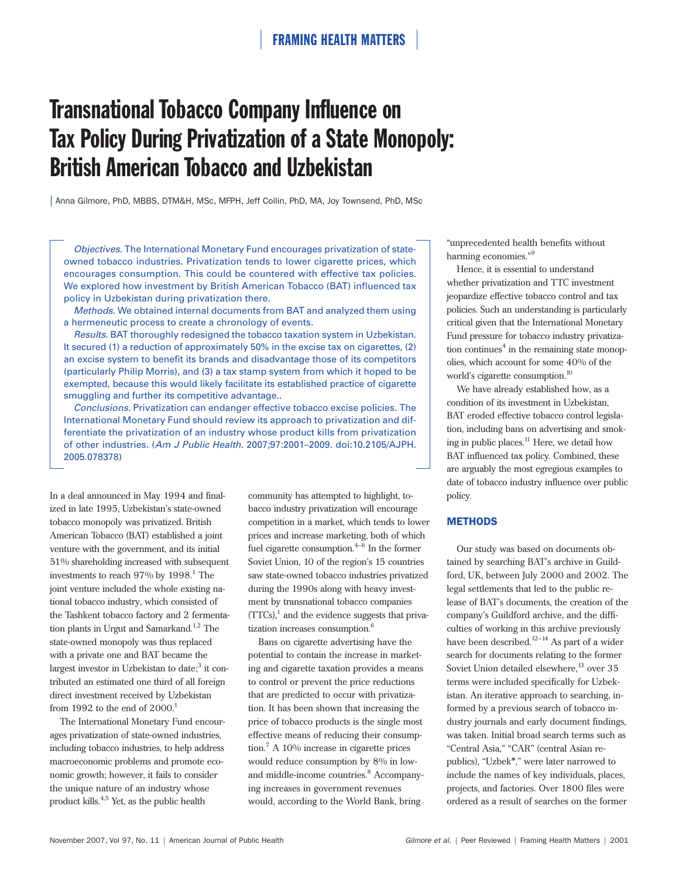FRAMING HEALTH MATTERS

# Transnational Tobacco Company Influence on Tax Policy During Privatization of a State Monopoly: British American Tobacco and Uzbekistan

Anna Gilmore, PhD, MBBS, DTM&H, MSc, MFPH, Jeff Collin, PhD, MA, Joy Townsend, PhD, MSc

*Objectives.* The International Monetary Fund encourages privatization of state-owned tobacco industries. Privatization tends to lower cigarette prices, which encourages consumption. This could be countered with effective tax policies. We explored how investment by British American Tobacco (BAT) influenced tax policy in Uzbekistan during privatization there.

*Methods.* We obtained internal documents from BAT and analyzed them using a hermeneutic process to create a chronology of events.

*Results.* BAT thoroughly redesigned the tobacco taxation system in Uzbekistan. It secured (1) a reduction of approximately 50% in the excise tax on cigarettes, (2) an excise system to benefit its brands and disadvantage those of its competitors (particularly Philip Morris), and (3) a tax stamp system from which it hoped to be exempted, because this would likely facilitate its established practice of cigarette smuggling and further its competitive advantage..

*Conclusions.* Privatization can endanger effective tobacco excise policies. The International Monetary Fund should review its approach to privatization and differentiate the privatization of an industry whose product kills from privatization of other industries. (*Am J Public Health.* 2007;97:2001–2009. doi:10.2105/AJPH.2005.078378)

In a deal announced in May 1994 and finalized in late 1995, Uzbekistan's state-owned tobacco monopoly was privatized. British American Tobacco (BAT) established a joint venture with the government, and its initial 51% shareholding increased with subsequent investments to reach 97% by 1998.[1] The joint venture included the whole existing national tobacco industry, which consisted of the Tashkent tobacco factory and 2 fermentation plants in Urgut and Samarkand.[1,2] The state-owned monopoly was thus replaced with a private one and BAT became the largest investor in Uzbekistan to date;[3] it contributed an estimated one third of all foreign direct investment received by Uzbekistan from 1992 to the end of 2000.[1]

The International Monetary Fund encourages privatization of state-owned industries, including tobacco industries, to help address macroeconomic problems and promote economic growth; however, it fails to consider the unique nature of an industry whose product kills.[4,5] Yet, as the public health community has attempted to highlight, tobacco industry privatization will encourage competition in a market, which tends to lower prices and increase marketing, both of which fuel cigarette consumption.[4–6] In the former Soviet Union, 10 of the region's 15 countries saw state-owned tobacco industries privatized during the 1990s along with heavy investment by transnational tobacco companies (TTCs),[1] and the evidence suggests that privatization increases consumption.[6]

Bans on cigarette advertising have the potential to contain the increase in marketing and cigarette taxation provides a means to control or prevent the price reductions that are predicted to occur with privatization. It has been shown that increasing the price of tobacco products is the single most effective means of reducing their consumption.[7] A 10% increase in cigarette prices would reduce consumption by 8% in low- and middle-income countries.[8] Accompanying increases in government revenues would, according to the World Bank, bring "unprecedented health benefits without harming economies."[9]

Hence, it is essential to understand whether privatization and TTC investment jeopardize effective tobacco control and tax policies. Such an understanding is particularly critical given that the International Monetary Fund pressure for tobacco industry privatization continues[4] in the remaining state monopolies, which account for some 40% of the world's cigarette consumption.[10]

We have already established how, as a condition of its investment in Uzbekistan, BAT eroded effective tobacco control legislation, including bans on advertising and smoking in public places.[11] Here, we detail how BAT influenced tax policy. Combined, these are arguably the most egregious examples to date of tobacco industry influence over public policy.

## METHODS

Our study was based on documents obtained by searching BAT's archive in Guildford, UK, between July 2000 and 2002. The legal settlements that led to the public release of BAT's documents, the creation of the company's Guildford archive, and the difficulties of working in this archive previously have been described.[12–14] As part of a wider search for documents relating to the former Soviet Union detailed elsewhere,[13] over 35 terms were included specifically for Uzbekistan. An iterative approach to searching, informed by a previous search of tobacco industry journals and early document findings, was taken. Initial broad search terms such as "Central Asia," "CAR" (central Asian republics), "Uzbek*," were later narrowed to include the names of key individuals, places, projects, and factories. Over 1800 files were ordered as a result of searches on the former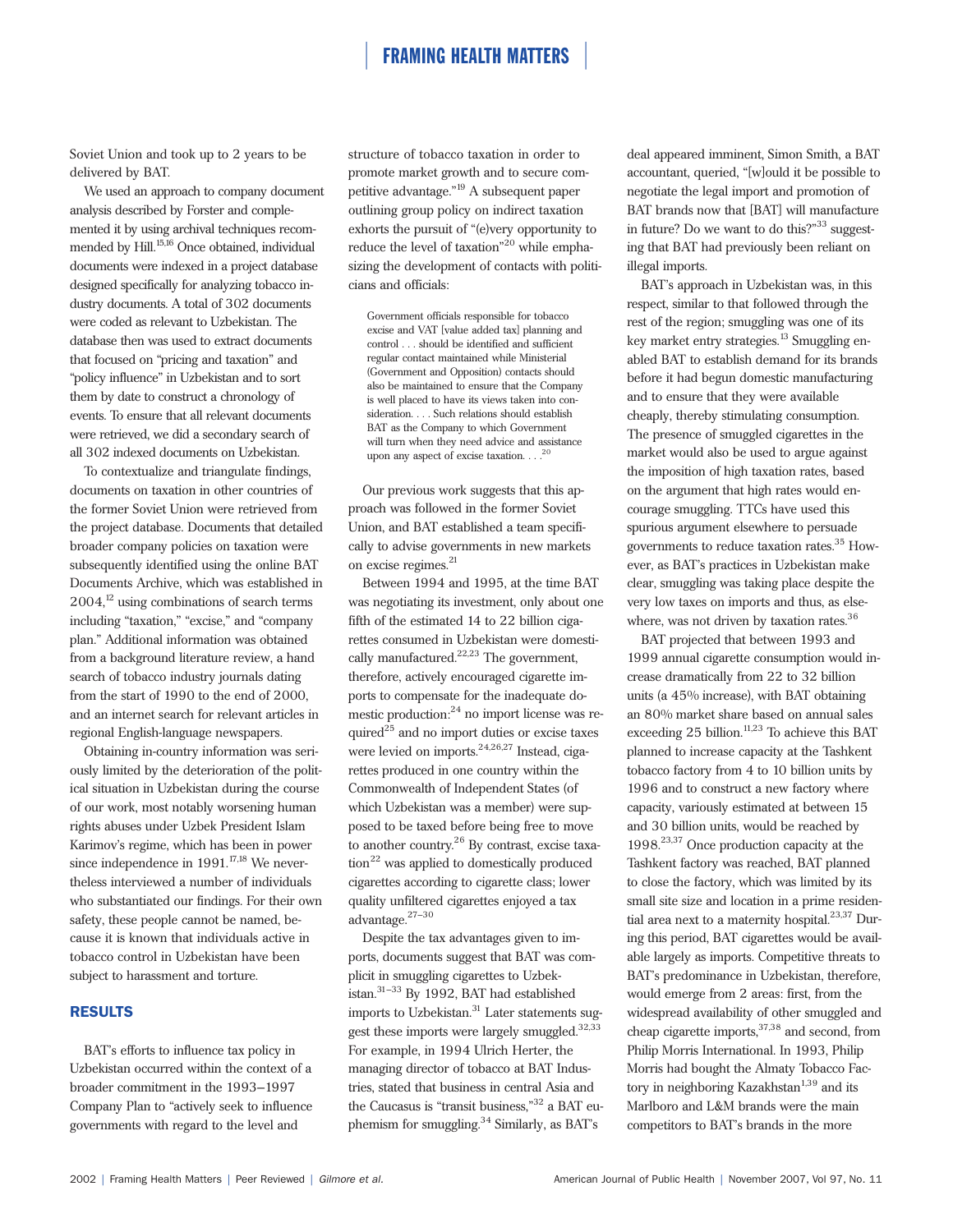Soviet Union and took up to 2 years to be delivered by BAT.

We used an approach to company document analysis described by Forster and complemented it by using archival techniques recommended by Hill.[15,16] Once obtained, individual documents were indexed in a project database designed specifically for analyzing tobacco industry documents. A total of 302 documents were coded as relevant to Uzbekistan. The database then was used to extract documents that focused on "pricing and taxation" and "policy influence" in Uzbekistan and to sort them by date to construct a chronology of events. To ensure that all relevant documents were retrieved, we did a secondary search of all 302 indexed documents on Uzbekistan.

To contextualize and triangulate findings, documents on taxation in other countries of the former Soviet Union were retrieved from the project database. Documents that detailed broader company policies on taxation were subsequently identified using the online BAT Documents Archive, which was established in 2004,[12] using combinations of search terms including "taxation," "excise," and "company plan." Additional information was obtained from a background literature review, a hand search of tobacco industry journals dating from the start of 1990 to the end of 2000, and an internet search for relevant articles in regional English-language newspapers.

Obtaining in-country information was seriously limited by the deterioration of the political situation in Uzbekistan during the course of our work, most notably worsening human rights abuses under Uzbek President Islam Karimov's regime, which has been in power since independence in 1991.[17,18] We nevertheless interviewed a number of individuals who substantiated our findings. For their own safety, these people cannot be named, because it is known that individuals active in tobacco control in Uzbekistan have been subject to harassment and torture.

## RESULTS

BAT's efforts to influence tax policy in Uzbekistan occurred within the context of a broader commitment in the 1993–1997 Company Plan to "actively seek to influence governments with regard to the level and structure of tobacco taxation in order to promote market growth and to secure competitive advantage."[19] A subsequent paper outlining group policy on indirect taxation exhorts the pursuit of "(e)very opportunity to reduce the level of taxation"[20] while emphasizing the development of contacts with politicians and officials:

> Government officials responsible for tobacco excise and VAT [value added tax] planning and control . . . should be identified and sufficient regular contact maintained while Ministerial (Government and Opposition) contacts should also be maintained to ensure that the Company is well placed to have its views taken into consideration. . . . Such relations should establish BAT as the Company to which Government will turn when they need advice and assistance upon any aspect of excise taxation. . . .[20]

Our previous work suggests that this approach was followed in the former Soviet Union, and BAT established a team specifically to advise governments in new markets on excise regimes.[21]

Between 1994 and 1995, at the time BAT was negotiating its investment, only about one fifth of the estimated 14 to 22 billion cigarettes consumed in Uzbekistan were domestically manufactured.[22,23] The government, therefore, actively encouraged cigarette imports to compensate for the inadequate domestic production:[24] no import license was required[25] and no import duties or excise taxes were levied on imports.[24,26,27] Instead, cigarettes produced in one country within the Commonwealth of Independent States (of which Uzbekistan was a member) were supposed to be taxed before being free to move to another country.[26] By contrast, excise taxation[22] was applied to domestically produced cigarettes according to cigarette class; lower quality unfiltered cigarettes enjoyed a tax advantage.[27–30]

Despite the tax advantages given to imports, documents suggest that BAT was complicit in smuggling cigarettes to Uzbekistan.[31–33] By 1992, BAT had established imports to Uzbekistan.[31] Later statements suggest these imports were largely smuggled.[32,33] For example, in 1994 Ulrich Herter, the managing director of tobacco at BAT Industries, stated that business in central Asia and the Caucasus is "transit business,"[32] a BAT euphemism for smuggling.[34] Similarly, as BAT's deal appeared imminent, Simon Smith, a BAT accountant, queried, "[w]ould it be possible to negotiate the legal import and promotion of BAT brands now that [BAT] will manufacture in future? Do we want to do this?"[33] suggesting that BAT had previously been reliant on illegal imports.

BAT's approach in Uzbekistan was, in this respect, similar to that followed through the rest of the region; smuggling was one of its key market entry strategies.[13] Smuggling enabled BAT to establish demand for its brands before it had begun domestic manufacturing and to ensure that they were available cheaply, thereby stimulating consumption. The presence of smuggled cigarettes in the market would also be used to argue against the imposition of high taxation rates, based on the argument that high rates would encourage smuggling. TTCs have used this spurious argument elsewhere to persuade governments to reduce taxation rates.[35] However, as BAT's practices in Uzbekistan make clear, smuggling was taking place despite the very low taxes on imports and thus, as elsewhere, was not driven by taxation rates.[36]

BAT projected that between 1993 and 1999 annual cigarette consumption would increase dramatically from 22 to 32 billion units (a 45% increase), with BAT obtaining an 80% market share based on annual sales exceeding 25 billion.[11,23] To achieve this BAT planned to increase capacity at the Tashkent tobacco factory from 4 to 10 billion units by 1996 and to construct a new factory where capacity, variously estimated at between 15 and 30 billion units, would be reached by 1998.[23,37] Once production capacity at the Tashkent factory was reached, BAT planned to close the factory, which was limited by its small site size and location in a prime residential area next to a maternity hospital.[23,37] During this period, BAT cigarettes would be available largely as imports. Competitive threats to BAT's predominance in Uzbekistan, therefore, would emerge from 2 areas: first, from the widespread availability of other smuggled and cheap cigarette imports,[37,38] and second, from Philip Morris International. In 1993, Philip Morris had bought the Almaty Tobacco Factory in neighboring Kazakhstan[1,39] and its Marlboro and L&M brands were the main competitors to BAT's brands in the more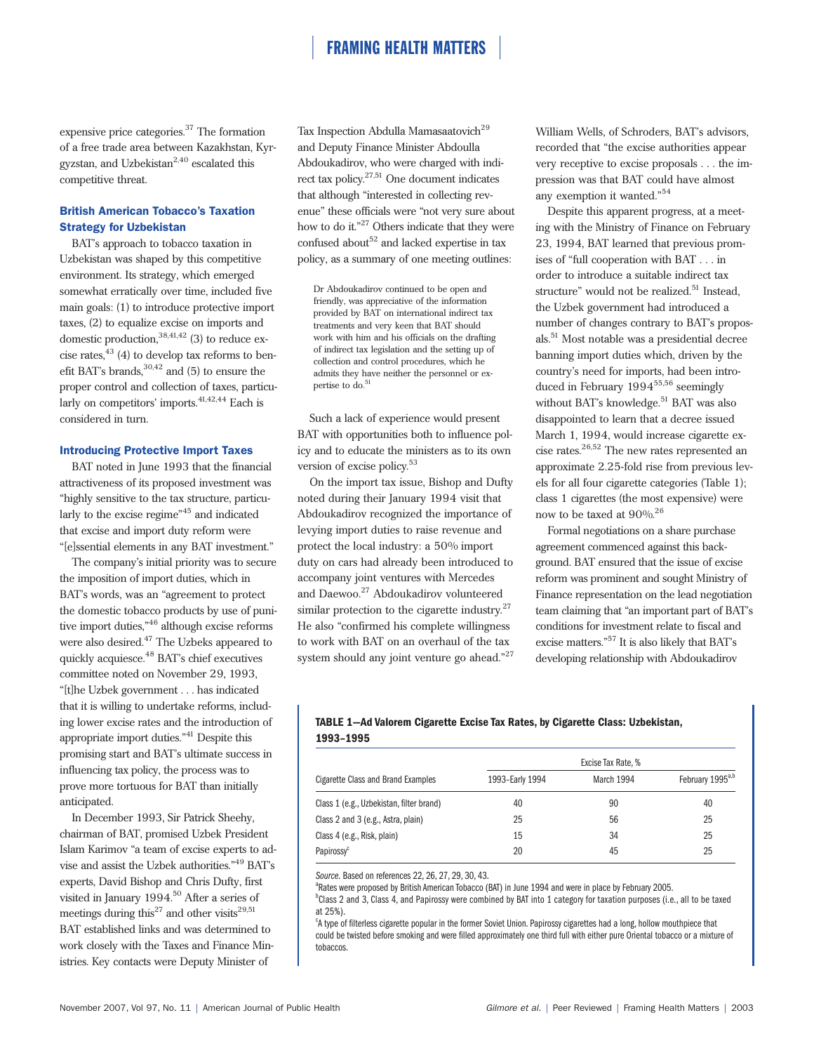expensive price categories.[37] The formation of a free trade area between Kazakhstan, Kyrgyzstan, and Uzbekistan[2,40] escalated this competitive threat.

### British American Tobacco's Taxation Strategy for Uzbekistan

BAT's approach to tobacco taxation in Uzbekistan was shaped by this competitive environment. Its strategy, which emerged somewhat erratically over time, included five main goals: (1) to introduce protective import taxes, (2) to equalize excise on imports and domestic production,[38,41,42] (3) to reduce excise rates,[43] (4) to develop tax reforms to benefit BAT's brands,[30,42] and (5) to ensure the proper control and collection of taxes, particularly on competitors' imports.[41,42,44] Each is considered in turn.

### Introducing Protective Import Taxes

BAT noted in June 1993 that the financial attractiveness of its proposed investment was "highly sensitive to the tax structure, particularly to the excise regime"[45] and indicated that excise and import duty reform were "[e]ssential elements in any BAT investment."

The company's initial priority was to secure the imposition of import duties, which in BAT's words, was an "agreement to protect the domestic tobacco products by use of punitive import duties,"[46] although excise reforms were also desired.[47] The Uzbeks appeared to quickly acquiesce.[48] BAT's chief executives committee noted on November 29, 1993, "[t]he Uzbek government . . . has indicated that it is willing to undertake reforms, including lower excise rates and the introduction of appropriate import duties."[41] Despite this promising start and BAT's ultimate success in influencing tax policy, the process was to prove more tortuous for BAT than initially anticipated.

In December 1993, Sir Patrick Sheehy, chairman of BAT, promised Uzbek President Islam Karimov "a team of excise experts to advise and assist the Uzbek authorities."[49] BAT's experts, David Bishop and Chris Dufty, first visited in January 1994.[50] After a series of meetings during this[27] and other visits[29,51] BAT established links and was determined to work closely with the Taxes and Finance Ministries. Key contacts were Deputy Minister of Tax Inspection Abdulla Mamasaatovich[29] and Deputy Finance Minister Abdoulla Abdoukadirov, who were charged with indirect tax policy.[27,51] One document indicates that although "interested in collecting revenue" these officials were "not very sure about how to do it."[27] Others indicate that they were confused about[52] and lacked expertise in tax policy, as a summary of one meeting outlines:

> Dr Abdoukadirov continued to be open and friendly, was appreciative of the information provided by BAT on international indirect tax treatments and very keen that BAT should work with him and his officials on the drafting of indirect tax legislation and the setting up of collection and control procedures, which he admits they have neither the personnel or expertise to do.[51]

Such a lack of experience would present BAT with opportunities both to influence policy and to educate the ministers as to its own version of excise policy.[53]

On the import tax issue, Bishop and Dufty noted during their January 1994 visit that Abdoukadirov recognized the importance of levying import duties to raise revenue and protect the local industry: a 50% import duty on cars had already been introduced to accompany joint ventures with Mercedes and Daewoo.[27] Abdoukadirov volunteered similar protection to the cigarette industry.[27] He also "confirmed his complete willingness to work with BAT on an overhaul of the tax system should any joint venture go ahead."[27] William Wells, of Schroders, BAT's advisors, recorded that "the excise authorities appear very receptive to excise proposals . . . the impression was that BAT could have almost any exemption it wanted."[54]

Despite this apparent progress, at a meeting with the Ministry of Finance on February 23, 1994, BAT learned that previous promises of "full cooperation with BAT . . . in order to introduce a suitable indirect tax structure" would not be realized.[51] Instead, the Uzbek government had introduced a number of changes contrary to BAT's proposals.[51] Most notable was a presidential decree banning import duties which, driven by the country's need for imports, had been introduced in February 1994[55,56] seemingly without BAT's knowledge.[51] BAT was also disappointed to learn that a decree issued March 1, 1994, would increase cigarette excise rates.[26,52] The new rates represented an approximate 2.25-fold rise from previous levels for all four cigarette categories (Table 1); class 1 cigarettes (the most expensive) were now to be taxed at 90%.[26]

Formal negotiations on a share purchase agreement commenced against this background. BAT ensured that the issue of excise reform was prominent and sought Ministry of Finance representation on the lead negotiation team claiming that "an important part of BAT's conditions for investment relate to fiscal and excise matters."[57] It is also likely that BAT's developing relationship with Abdoukadirov

**TABLE 1—Ad Valorem Cigarette Excise Tax Rates, by Cigarette Class: Uzbekistan, 1993–1995**

| Cigarette Class and Brand Examples | Excise Tax Rate, % | | |
|---|---|---|---|
| | 1993–Early 1994 | March 1994 | February 1995[a,b] |
| Class 1 (e.g., Uzbekistan, filter brand) | 40 | 90 | 40 |
| Class 2 and 3 (e.g., Astra, plain) | 25 | 56 | 25 |
| Class 4 (e.g., Risk, plain) | 15 | 34 | 25 |
| Papirossy[c] | 20 | 45 | 25 |

*Source.* Based on references 22, 26, 27, 29, 30, 43.

[a]Rates were proposed by British American Tobacco (BAT) in June 1994 and were in place by February 2005.

[b]Class 2 and 3, Class 4, and Papirossy were combined by BAT into 1 category for taxation purposes (i.e., all to be taxed at 25%).

[c]A type of filterless cigarette popular in the former Soviet Union. Papirossy cigarettes had a long, hollow mouthpiece that could be twisted before smoking and were filled approximately one third full with either pure Oriental tobacco or a mixture of tobaccos.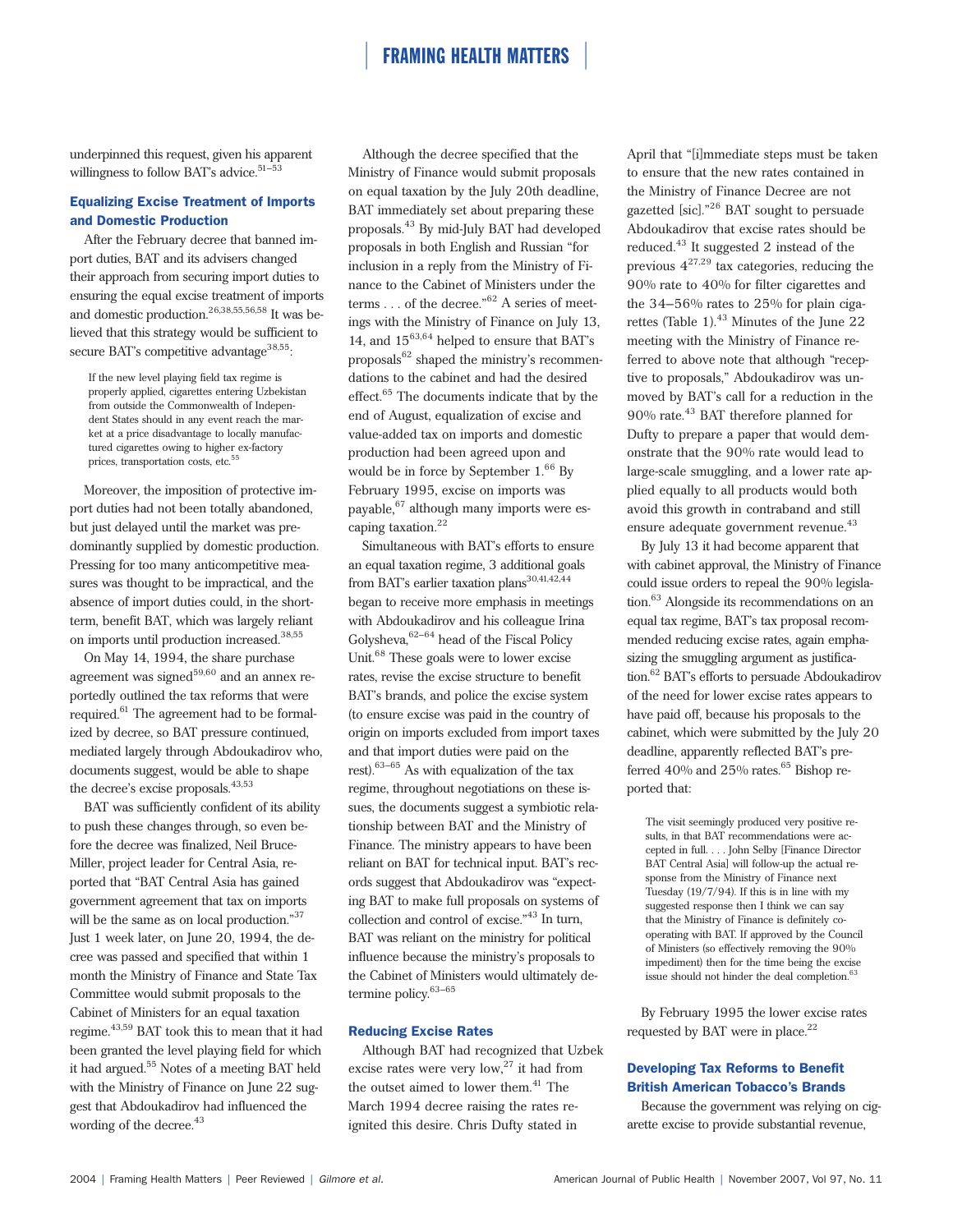underpinned this request, given his apparent willingness to follow BAT's advice.[51–53]

### Equalizing Excise Treatment of Imports and Domestic Production

After the February decree that banned import duties, BAT and its advisers changed their approach from securing import duties to ensuring the equal excise treatment of imports and domestic production.[26,38,55,56,58] It was believed that this strategy would be sufficient to secure BAT's competitive advantage[38,55]:

> If the new level playing field tax regime is properly applied, cigarettes entering Uzbekistan from outside the Commonwealth of Independent States should in any event reach the market at a price disadvantage to locally manufactured cigarettes owing to higher ex-factory prices, transportation costs, etc.[55]

Moreover, the imposition of protective import duties had not been totally abandoned, but just delayed until the market was predominantly supplied by domestic production. Pressing for too many anticompetitive measures was thought to be impractical, and the absence of import duties could, in the short-term, benefit BAT, which was largely reliant on imports until production increased.[38,55]

On May 14, 1994, the share purchase agreement was signed[59,60] and an annex reportedly outlined the tax reforms that were required.[61] The agreement had to be formalized by decree, so BAT pressure continued, mediated largely through Abdoukadirov who, documents suggest, would be able to shape the decree's excise proposals.[43,53]

BAT was sufficiently confident of its ability to push these changes through, so even before the decree was finalized, Neil Bruce-Miller, project leader for Central Asia, reported that "BAT Central Asia has gained government agreement that tax on imports will be the same as on local production."[37] Just 1 week later, on June 20, 1994, the decree was passed and specified that within 1 month the Ministry of Finance and State Tax Committee would submit proposals to the Cabinet of Ministers for an equal taxation regime.[43,59] BAT took this to mean that it had been granted the level playing field for which it had argued.[55] Notes of a meeting BAT held with the Ministry of Finance on June 22 suggest that Abdoukadirov had influenced the wording of the decree.[43]

Although the decree specified that the Ministry of Finance would submit proposals on equal taxation by the July 20th deadline, BAT immediately set about preparing these proposals.[43] By mid-July BAT had developed proposals in both English and Russian "for inclusion in a reply from the Ministry of Finance to the Cabinet of Ministers under the terms . . . of the decree."[62] A series of meetings with the Ministry of Finance on July 13, 14, and 15[63,64] helped to ensure that BAT's proposals[62] shaped the ministry's recommendations to the cabinet and had the desired effect.[65] The documents indicate that by the end of August, equalization of excise and value-added tax on imports and domestic production had been agreed upon and would be in force by September 1.[66] By February 1995, excise on imports was payable,[67] although many imports were escaping taxation.[22]

Simultaneous with BAT's efforts to ensure an equal taxation regime, 3 additional goals from BAT's earlier taxation plans[30,41,42,44] began to receive more emphasis in meetings with Abdoukadirov and his colleague Irina Golysheva,[62–64] head of the Fiscal Policy Unit.[68] These goals were to lower excise rates, revise the excise structure to benefit BAT's brands, and police the excise system (to ensure excise was paid in the country of origin on imports excluded from import taxes and that import duties were paid on the rest).[63–65] As with equalization of the tax regime, throughout negotiations on these issues, the documents suggest a symbiotic relationship between BAT and the Ministry of Finance. The ministry appears to have been reliant on BAT for technical input. BAT's records suggest that Abdoukadirov was "expecting BAT to make full proposals on systems of collection and control of excise."[43] In turn, BAT was reliant on the ministry for political influence because the ministry's proposals to the Cabinet of Ministers would ultimately determine policy.[63–65]

### Reducing Excise Rates

Although BAT had recognized that Uzbek excise rates were very low,[27] it had from the outset aimed to lower them.[41] The March 1994 decree raising the rates reignited this desire. Chris Dufty stated in April that "[i]mmediate steps must be taken to ensure that the new rates contained in the Ministry of Finance Decree are not gazetted [sic]."[26] BAT sought to persuade Abdoukadirov that excise rates should be reduced.[43] It suggested 2 instead of the previous 4[27,29] tax categories, reducing the 90% rate to 40% for filter cigarettes and the 34–56% rates to 25% for plain cigarettes (Table 1).[43] Minutes of the June 22 meeting with the Ministry of Finance referred to above note that although "receptive to proposals," Abdoukadirov was unmoved by BAT's call for a reduction in the 90% rate.[43] BAT therefore planned for Dufty to prepare a paper that would demonstrate that the 90% rate would lead to large-scale smuggling, and a lower rate applied equally to all products would both avoid this growth in contraband and still ensure adequate government revenue.[43]

By July 13 it had become apparent that with cabinet approval, the Ministry of Finance could issue orders to repeal the 90% legislation.[63] Alongside its recommendations on an equal tax regime, BAT's tax proposal recommended reducing excise rates, again emphasizing the smuggling argument as justification.[62] BAT's efforts to persuade Abdoukadirov of the need for lower excise rates appears to have paid off, because his proposals to the cabinet, which were submitted by the July 20 deadline, apparently reflected BAT's preferred 40% and 25% rates.[65] Bishop reported that:

> The visit seemingly produced very positive results, in that BAT recommendations were accepted in full. . . . John Selby [Finance Director BAT Central Asia] will follow-up the actual response from the Ministry of Finance next Tuesday (19/7/94). If this is in line with my suggested response then I think we can say that the Ministry of Finance is definitely co-operating with BAT. If approved by the Council of Ministers (so effectively removing the 90% impediment) then for the time being the excise issue should not hinder the deal completion.[63]

By February 1995 the lower excise rates requested by BAT were in place.[22]

### Developing Tax Reforms to Benefit British American Tobacco's Brands

Because the government was relying on cigarette excise to provide substantial revenue,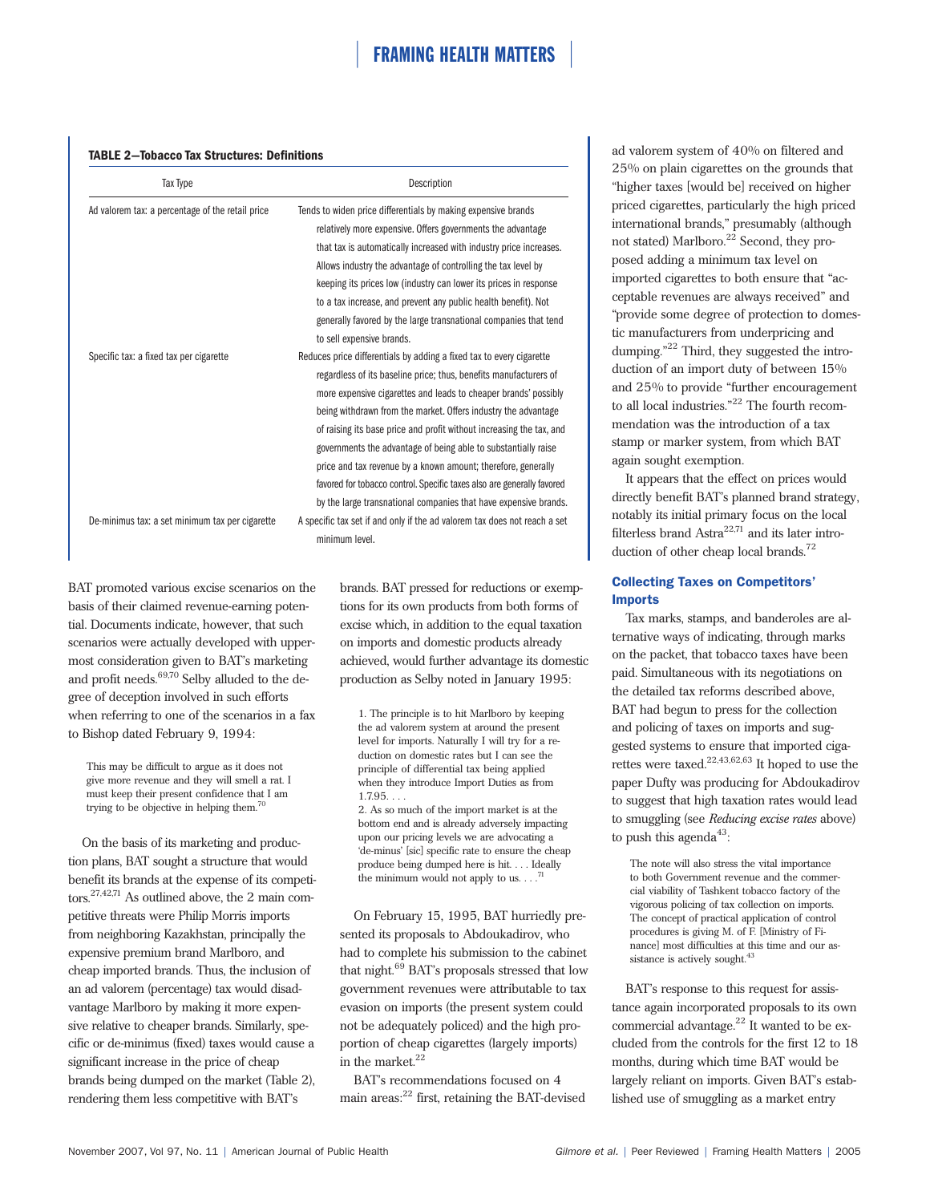**TABLE 2—Tobacco Tax Structures: Definitions**

| Tax Type | Description |
| --- | --- |
| Ad valorem tax: a percentage of the retail price | Tends to widen price differentials by making expensive brands relatively more expensive. Offers governments the advantage that tax is automatically increased with industry price increases. Allows industry the advantage of controlling the tax level by keeping its prices low (industry can lower its prices in response to a tax increase, and prevent any public health benefit). Not generally favored by the large transnational companies that tend to sell expensive brands. |
| Specific tax: a fixed tax per cigarette | Reduces price differentials by adding a fixed tax to every cigarette regardless of its baseline price; thus, benefits manufacturers of more expensive cigarettes and leads to cheaper brands' possibly being withdrawn from the market. Offers industry the advantage of raising its base price and profit without increasing the tax, and governments the advantage of being able to substantially raise price and tax revenue by a known amount; therefore, generally favored for tobacco control. Specific taxes also are generally favored by the large transnational companies that have expensive brands. |
| De-minimus tax: a set minimum tax per cigarette | A specific tax set if and only if the ad valorem tax does not reach a set minimum level. |

BAT promoted various excise scenarios on the basis of their claimed revenue-earning potential. Documents indicate, however, that such scenarios were actually developed with uppermost consideration given to BAT's marketing and profit needs.[69,70] Selby alluded to the degree of deception involved in such efforts when referring to one of the scenarios in a fax to Bishop dated February 9, 1994:

> This may be difficult to argue as it does not give more revenue and they will smell a rat. I must keep their present confidence that I am trying to be objective in helping them.[70]

On the basis of its marketing and production plans, BAT sought a structure that would benefit its brands at the expense of its competitors.[27,42,71] As outlined above, the 2 main competitive threats were Philip Morris imports from neighboring Kazakhstan, principally the expensive premium brand Marlboro, and cheap imported brands. Thus, the inclusion of an ad valorem (percentage) tax would disadvantage Marlboro by making it more expensive relative to cheaper brands. Similarly, specific or de-minimus (fixed) taxes would cause a significant increase in the price of cheap brands being dumped on the market (Table 2), rendering them less competitive with BAT's brands. BAT pressed for reductions or exemptions for its own products from both forms of excise which, in addition to the equal taxation on imports and domestic products already achieved, would further advantage its domestic production as Selby noted in January 1995:

> 1. The principle is to hit Marlboro by keeping the ad valorem system at around the present level for imports. Naturally I will try for a reduction on domestic rates but I can see the principle of differential tax being applied when they introduce Import Duties as from 1.7.95. . . .
>
> 2. As so much of the import market is at the bottom end and is already adversely impacting upon our pricing levels we are advocating a 'de-minus' [sic] specific rate to ensure the cheap produce being dumped here is hit. . . . Ideally the minimum would not apply to us. . . .[71]

On February 15, 1995, BAT hurriedly presented its proposals to Abdoukadirov, who had to complete his submission to the cabinet that night.[69] BAT's proposals stressed that low government revenues were attributable to tax evasion on imports (the present system could not be adequately policed) and the high proportion of cheap cigarettes (largely imports) in the market.[22]

BAT's recommendations focused on 4 main areas:[22] first, retaining the BAT-devised ad valorem system of 40% on filtered and 25% on plain cigarettes on the grounds that "higher taxes [would be] received on higher priced cigarettes, particularly the high priced international brands," presumably (although not stated) Marlboro.[22] Second, they proposed adding a minimum tax level on imported cigarettes to both ensure that "acceptable revenues are always received" and "provide some degree of protection to domestic manufacturers from underpricing and dumping."[22] Third, they suggested the introduction of an import duty of between 15% and 25% to provide "further encouragement to all local industries."[22] The fourth recommendation was the introduction of a tax stamp or marker system, from which BAT again sought exemption.

It appears that the effect on prices would directly benefit BAT's planned brand strategy, notably its initial primary focus on the local filterless brand Astra[22,71] and its later introduction of other cheap local brands.[72]

### Collecting Taxes on Competitors' Imports

Tax marks, stamps, and banderoles are alternative ways of indicating, through marks on the packet, that tobacco taxes have been paid. Simultaneous with its negotiations on the detailed tax reforms described above, BAT had begun to press for the collection and policing of taxes on imports and suggested systems to ensure that imported cigarettes were taxed.[22,43,62,63] It hoped to use the paper Dufty was producing for Abdoukadirov to suggest that high taxation rates would lead to smuggling (see *Reducing excise rates* above) to push this agenda[43]:

> The note will also stress the vital importance to both Government revenue and the commercial viability of Tashkent tobacco factory of the vigorous policing of tax collection on imports. The concept of practical application of control procedures is giving M. of F. [Ministry of Finance] most difficulties at this time and our assistance is actively sought.[43]

BAT's response to this request for assistance again incorporated proposals to its own commercial advantage.[22] It wanted to be excluded from the controls for the first 12 to 18 months, during which time BAT would be largely reliant on imports. Given BAT's established use of smuggling as a market entry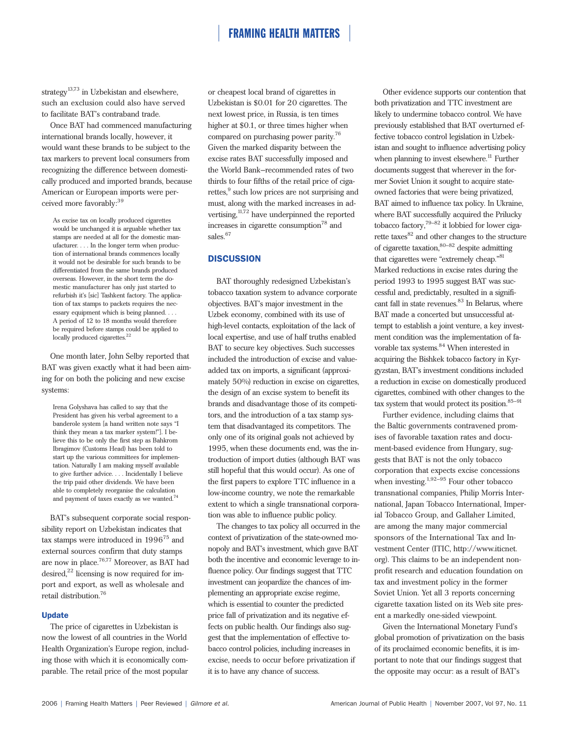strategy[13,73] in Uzbekistan and elsewhere, such an exclusion could also have served to facilitate BAT's contraband trade.

Once BAT had commenced manufacturing international brands locally, however, it would want these brands to be subject to the tax markers to prevent local consumers from recognizing the difference between domestically produced and imported brands, because American or European imports were perceived more favorably:[39]

> As excise tax on locally produced cigarettes would be unchanged it is arguable whether tax stamps are needed at all for the domestic manufacturer. . . . In the longer term when production of international brands commences locally it would not be desirable for such brands to be differentiated from the same brands produced overseas. However, in the short term the domestic manufacturer has only just started to refurbish it's [sic] Tashkent factory. The application of tax stamps to packets requires the necessary equipment which is being planned. . . . A period of 12 to 18 months would therefore be required before stamps could be applied to locally produced cigarettes.[22]

One month later, John Selby reported that BAT was given exactly what it had been aiming for on both the policing and new excise systems:

> Irena Golyshava has called to say that the President has given his verbal agreement to a banderole system [a hand written note says "I think they mean a tax marker system!"]. I believe this to be only the first step as Bahkrom Ibragimov (Customs Head) has been told to start up the various committees for implementation. Naturally I am making myself available to give further advice. . . . Incidentally I believe the trip paid other dividends. We have been able to completely reorganise the calculation and payment of taxes exactly as we wanted.[74]

BAT's subsequent corporate social responsibility report on Uzbekistan indicates that tax stamps were introduced in 1996[75] and external sources confirm that duty stamps are now in place.[76,77] Moreover, as BAT had desired,[22] licensing is now required for import and export, as well as wholesale and retail distribution.[76]

### Update

The price of cigarettes in Uzbekistan is now the lowest of all countries in the World Health Organization's Europe region, including those with which it is economically comparable. The retail price of the most popular or cheapest local brand of cigarettes in Uzbekistan is $0.01 for 20 cigarettes. The next lowest price, in Russia, is ten times higher at $0.1, or three times higher when compared on purchasing power parity.[76] Given the marked disparity between the excise rates BAT successfully imposed and the World Bank–recommended rates of two thirds to four fifths of the retail price of cigarettes,[9] such low prices are not surprising and must, along with the marked increases in advertising,[11,72] have underpinned the reported increases in cigarette consumption[78] and sales.[67]

## DISCUSSION

BAT thoroughly redesigned Uzbekistan's tobacco taxation system to advance corporate objectives. BAT's major investment in the Uzbek economy, combined with its use of high-level contacts, exploitation of the lack of local expertise, and use of half truths enabled BAT to secure key objectives. Such successes included the introduction of excise and value-added tax on imports, a significant (approximately 50%) reduction in excise on cigarettes, the design of an excise system to benefit its brands and disadvantage those of its competitors, and the introduction of a tax stamp system that disadvantaged its competitors. The only one of its original goals not achieved by 1995, when these documents end, was the introduction of import duties (although BAT was still hopeful that this would occur). As one of the first papers to explore TTC influence in a low-income country, we note the remarkable extent to which a single transnational corporation was able to influence public policy.

The changes to tax policy all occurred in the context of privatization of the state-owned monopoly and BAT's investment, which gave BAT both the incentive and economic leverage to influence policy. Our findings suggest that TTC investment can jeopardize the chances of implementing an appropriate excise regime, which is essential to counter the predicted price fall of privatization and its negative effects on public health. Our findings also suggest that the implementation of effective tobacco control policies, including increases in excise, needs to occur before privatization if it is to have any chance of success.

Other evidence supports our contention that both privatization and TTC investment are likely to undermine tobacco control. We have previously established that BAT overturned effective tobacco control legislation in Uzbekistan and sought to influence advertising policy when planning to invest elsewhere.[11] Further documents suggest that wherever in the former Soviet Union it sought to acquire state-owned factories that were being privatized, BAT aimed to influence tax policy. In Ukraine, where BAT successfully acquired the Prilucky tobacco factory,[79–82] it lobbied for lower cigarette taxes[82] and other changes to the structure of cigarette taxation,[80–82] despite admitting that cigarettes were "extremely cheap."[81] Marked reductions in excise rates during the period 1993 to 1995 suggest BAT was successful and, predictably, resulted in a significant fall in state revenues.[83] In Belarus, where BAT made a concerted but unsuccessful attempt to establish a joint venture, a key investment condition was the implementation of favorable tax systems.[84] When interested in acquiring the Bishkek tobacco factory in Kyrgyzstan, BAT's investment conditions included a reduction in excise on domestically produced cigarettes, combined with other changes to the tax system that would protect its position.[85–91]

Further evidence, including claims that the Baltic governments contravened promises of favorable taxation rates and document-based evidence from Hungary, suggests that BAT is not the only tobacco corporation that expects excise concessions when investing.[1,92–95] Four other tobacco transnational companies, Philip Morris International, Japan Tobacco International, Imperial Tobacco Group, and Gallaher Limited, are among the many major commercial sponsors of the International Tax and Investment Center (ITIC, http://www.iticnet.org). This claims to be an independent non-profit research and education foundation on tax and investment policy in the former Soviet Union. Yet all 3 reports concerning cigarette taxation listed on its Web site present a markedly one-sided viewpoint.

Given the International Monetary Fund's global promotion of privatization on the basis of its proclaimed economic benefits, it is important to note that our findings suggest that the opposite may occur: as a result of BAT's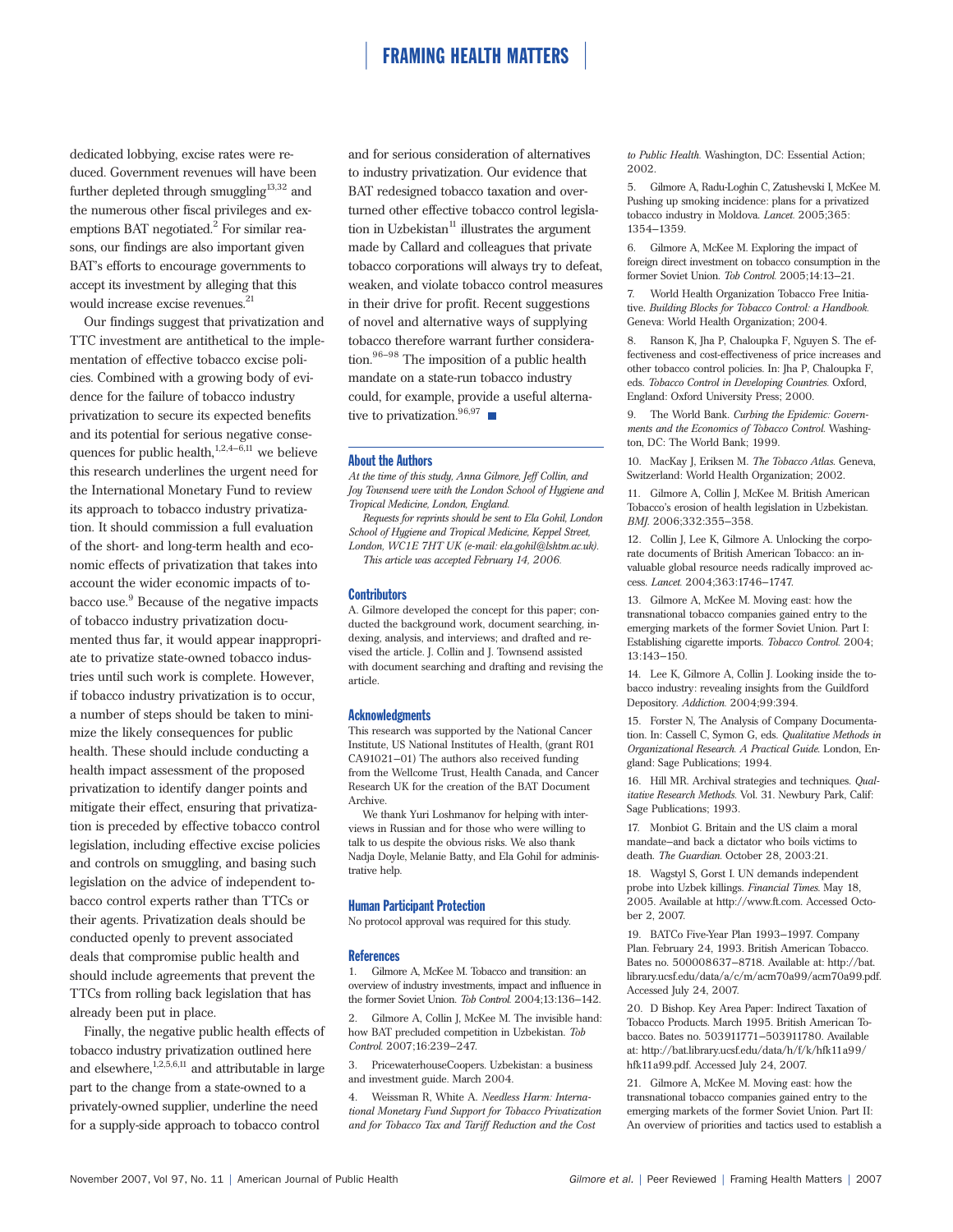dedicated lobbying, excise rates were reduced. Government revenues will have been further depleted through smuggling[13,32] and the numerous other fiscal privileges and exemptions BAT negotiated.[2] For similar reasons, our findings are also important given BAT's efforts to encourage governments to accept its investment by alleging that this would increase excise revenues.[21]

Our findings suggest that privatization and TTC investment are antithetical to the implementation of effective tobacco excise policies. Combined with a growing body of evidence for the failure of tobacco industry privatization to secure its expected benefits and its potential for serious negative consequences for public health,[1,2,4–6,11] we believe this research underlines the urgent need for the International Monetary Fund to review its approach to tobacco industry privatization. It should commission a full evaluation of the short- and long-term health and economic effects of privatization that takes into account the wider economic impacts of tobacco use.[9] Because of the negative impacts of tobacco industry privatization documented thus far, it would appear inappropriate to privatize state-owned tobacco industries until such work is complete. However, if tobacco industry privatization is to occur, a number of steps should be taken to minimize the likely consequences for public health. These should include conducting a health impact assessment of the proposed privatization to identify danger points and mitigate their effect, ensuring that privatization is preceded by effective tobacco control legislation, including effective excise policies and controls on smuggling, and basing such legislation on the advice of independent tobacco control experts rather than TTCs or their agents. Privatization deals should be conducted openly to prevent associated deals that compromise public health and should include agreements that prevent the TTCs from rolling back legislation that has already been put in place.

Finally, the negative public health effects of tobacco industry privatization outlined here and elsewhere,[1,2,5,6,11] and attributable in large part to the change from a state-owned to a privately-owned supplier, underline the need for a supply-side approach to tobacco control and for serious consideration of alternatives to industry privatization. Our evidence that BAT redesigned tobacco taxation and overturned other effective tobacco control legislation in Uzbekistan[11] illustrates the argument made by Callard and colleagues that private tobacco corporations will always try to defeat, weaken, and violate tobacco control measures in their drive for profit. Recent suggestions of novel and alternative ways of supplying tobacco therefore warrant further consideration.[96–98] The imposition of a public health mandate on a state-run tobacco industry could, for example, provide a useful alternative to privatization.[96,97] ■

### About the Authors

*At the time of this study, Anna Gilmore, Jeff Collin, and Joy Townsend were with the London School of Hygiene and Tropical Medicine, London, England.*

*Requests for reprints should be sent to Ela Gohil, London School of Hygiene and Tropical Medicine, Keppel Street, London, WC1E 7HT UK (e-mail: ela.gohil@lshtm.ac.uk).*

*This article was accepted February 14, 2006.*

### Contributors

A. Gilmore developed the concept for this paper; conducted the background work, document searching, indexing, analysis, and interviews; and drafted and revised the article. J. Collin and J. Townsend assisted with document searching and drafting and revising the article.

### Acknowledgments

This research was supported by the National Cancer Institute, US National Institutes of Health, (grant R01 CA91021–01) The authors also received funding from the Wellcome Trust, Health Canada, and Cancer Research UK for the creation of the BAT Document Archive.

We thank Yuri Loshmanov for helping with interviews in Russian and for those who were willing to talk to us despite the obvious risks. We also thank Nadja Doyle, Melanie Batty, and Ela Gohil for administrative help.

### Human Participant Protection

No protocol approval was required for this study.

### References

1. Gilmore A, McKee M. Tobacco and transition: an overview of industry investments, impact and influence in the former Soviet Union. *Tob Control.* 2004;13:136–142.
2. Gilmore A, Collin J, McKee M. The invisible hand: how BAT precluded competition in Uzbekistan. *Tob Control.* 2007;16:239–247.
3. PricewaterhouseCoopers. Uzbekistan: a business and investment guide. March 2004.
4. Weissman R, White A. *Needless Harm: International Monetary Fund Support for Tobacco Privatization and for Tobacco Tax and Tariff Reduction and the Cost to Public Health.* Washington, DC: Essential Action; 2002.
5. Gilmore A, Radu-Loghin C, Zatushevski I, McKee M. Pushing up smoking incidence: plans for a privatized tobacco industry in Moldova. *Lancet.* 2005;365:1354–1359.
6. Gilmore A, McKee M. Exploring the impact of foreign direct investment on tobacco consumption in the former Soviet Union. *Tob Control.* 2005;14:13–21.
7. World Health Organization Tobacco Free Initiative. *Building Blocks for Tobacco Control: a Handbook.* Geneva: World Health Organization; 2004.
8. Ranson K, Jha P, Chaloupka F, Nguyen S. The effectiveness and cost-effectiveness of price increases and other tobacco control policies. In: Jha P, Chaloupka F, eds. *Tobacco Control in Developing Countries.* Oxford, England: Oxford University Press; 2000.
9. The World Bank. *Curbing the Epidemic: Governments and the Economics of Tobacco Control.* Washington, DC: The World Bank; 1999.
10. MacKay J, Eriksen M. *The Tobacco Atlas.* Geneva, Switzerland: World Health Organization; 2002.
11. Gilmore A, Collin J, McKee M. British American Tobacco's erosion of health legislation in Uzbekistan. *BMJ.* 2006;332:355–358.
12. Collin J, Lee K, Gilmore A. Unlocking the corporate documents of British American Tobacco: an invaluable global resource needs radically improved access. *Lancet.* 2004;363:1746–1747.
13. Gilmore A, McKee M. Moving east: how the transnational tobacco companies gained entry to the emerging markets of the former Soviet Union. Part I: Establishing cigarette imports. *Tobacco Control.* 2004;13:143–150.
14. Lee K, Gilmore A, Collin J. Looking inside the tobacco industry: revealing insights from the Guildford Depository. *Addiction.* 2004;99:394.
15. Forster N, The Analysis of Company Documentation. In: Cassell C, Symon G, eds. *Qualitative Methods in Organizational Research. A Practical Guide.* London, England: Sage Publications; 1994.
16. Hill MR. Archival strategies and techniques. *Qualitative Research Methods.* Vol. 31. Newbury Park, Calif: Sage Publications; 1993.
17. Monbiot G. Britain and the US claim a moral mandate–and back a dictator who boils victims to death. *The Guardian.* October 28, 2003:21.
18. Wagstyl S, Gorst I. UN demands independent probe into Uzbek killings. *Financial Times.* May 18, 2005. Available at http://www.ft.com. Accessed October 2, 2007.
19. BATCo Five-Year Plan 1993–1997. Company Plan. February 24, 1993. British American Tobacco. Bates no. 500008637–8718. Available at: http://bat.library.ucsf.edu/data/a/c/m/acm70a99/acm70a99.pdf. Accessed July 24, 2007.
20. D Bishop. Key Area Paper: Indirect Taxation of Tobacco Products. March 1995. British American Tobacco. Bates no. 503911771–503911780. Available at: http://bat.library.ucsf.edu/data/h/f/k/hfk11a99/hfk11a99.pdf. Accessed July 24, 2007.
21. Gilmore A, McKee M. Moving east: how the transnational tobacco companies gained entry to the emerging markets of the former Soviet Union. Part II: An overview of priorities and tactics used to establish a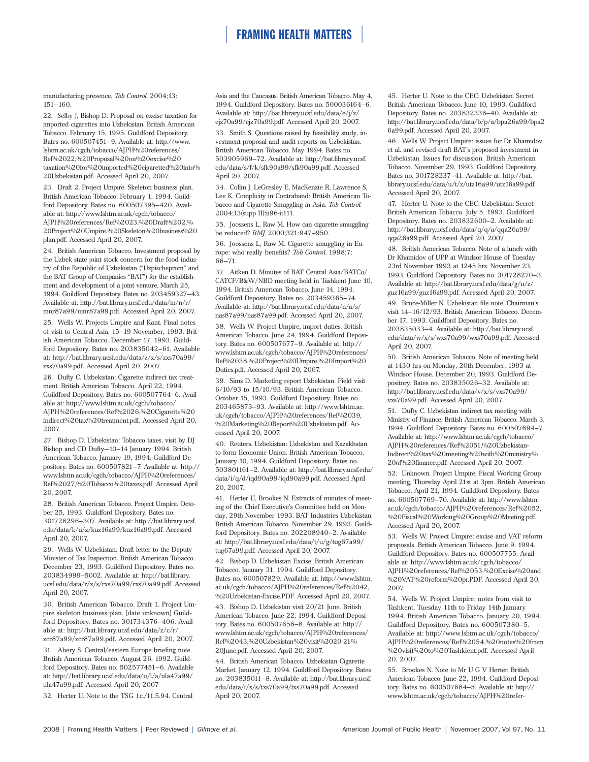manufacturing presence. *Tob Control.* 2004;13: 151–160.

22. Selby J, Bishop D. Proposal on excise taxation for imported cigarettes into Uzbekistan. British American Tobacco. February 15, 1995. Guildford Depository. Bates no. 600507451–9. Available at: http://www.lshtm.ac.uk/cgch/tobacco/AJPH%20references/Ref%2022,%20Proposal%20on%20excise%20taxation%20for%20imported%20cigaretted%20into%20Uzbekistan.pdf. Accessed April 20, 2007.

23. Draft 2, Project Umpire. Skeleton business plan. British American Tobacco. February 1, 1994. Guildford Depository. Bates no. 600507395–420. Available at: http://www.lshtm.ac.uk/cgch/tobacco/AJPH%20references/Ref%2023,%20Draft%202,%20Project%20Umpire,%20Skeleton%20business%20plan.pdf. Accessed April 20, 2007.

24. British American Tobacco. Investment proposal by the Uzbek state joint stock concern for the food industry of the Republic of Uzbekistan ("Uzpischeprom" and the BAT Group of Companies "BAT") for the establishment and development of a joint venture. March 25, 1994. Guildford Depository. Bates no. 203459327–43. Available at: http://bat.library.ucsf.edu/data/m/n/r/mnr87a99/mnr87a99.pdf. Accessed April 20, 2007.

25. Wells W. Projects Umpire and Kant. Final notes of visit to Central Asia, 15–19 November, 1993. British American Tobacco. December 17, 1993. Guildford Depository. Bates no. 203835042–61. Available at: http://bat.library.ucsf.edu/data/z/x/s/zxs70a99/zxs70a99.pdf. Accessed April 20, 2007.

26. Dufty C. Uzbekistan: Cigarette indirect tax treatment. British American Tobacco. April 22, 1994. Guildford Depository. Bates no. 600507764–6. Available at: http://www.lshtm.ac.uk/cgch/tobacco/AJPH%20references/Ref%2026,%20Cigarette%20indirect%20tax%20treatment.pdf. Accessed April 20, 2007.

27. Bishop D. Uzbekistan: Tobacco taxes, visit by DJ Bishop and CD Dufty—10–14 January 1994. British American Tobacco. January 19, 1994. Guildford Depository. Bates no. 600507821–7. Available at: http://www.lshtm.ac.uk/cgch/tobacco/AJPH%20references/Ref%2027,%20Tobacco%20taxes.pdf. Accessed April 20, 2007.

28. British American Tobacco. Project Umpire. October 25, 1993. Guildford Depository. Bates no. 301728296–307. Available at: http://bat.library.ucsf.edu/data/k/u/z/kuz16a99/kuz16a99.pdf. Accessed April 20, 2007.

29. Wells W. Uzbekistan: Draft letter to the Deputy Minister of Tax Inspection. British American Tobacco. December 23, 1993. Guildford Depository. Bates no. 203834999–5002. Available at: http://bat.library.ucsf.edu/data/r/x/s/rxs70a99/rxs70a99.pdf. Accessed April 20, 2007.

30. British American Tobacco. Draft 1. Project Umpire skeleton business plan. [date unknown] Guildford Depository. Bates no. 301734376–406. Available at: http://bat.library.ucsf.edu/data/z/c/r/zcr87a99/zcr87a99.pdf. Accessed April 20, 2007.

31. Abery S. Central/eastern Europe briefing note. British American Tobacco. August 26, 1992. Guildford Depository. Bates no. 502577451–6. Available at: http://bat.library.ucsf.edu/data/u/l/a/ula47a99/ula47a99.pdf. Accessed April 20, 2007

32. Herter U. Note to the TSG 1c./11.5.94. Central Asia and the Caucasus. British American Tobacco. May 4, 1994. Guildford Depository. Bates no. 500036164–6. Available at: http://bat.library.ucsf.edu/data/e/j/z/ejz70a99/ejz70a99.pdf. Accessed April 20, 2007.

33. Smith S. Questions raised by feasibility study, investment proposal and audit reports on Uzbekistan. British American Tobacco. May 1994. Bates no. 503905969–72. Available at: http://bat.library.ucsf.edu/data/s/f/k/sfk90a99/sfk90a99.pdf. Accessed April 20, 2007.

34. Collin J, LeGresley E, MacKenzie R, Lawrence S, Lee K. Complicity in Contraband: British American Tobacco and Cigarette Smuggling in Asia. *Tob Control.* 2004;13(supp II):ii96-ii111.

35. Joossens L, Raw M. How can cigarette smuggling be reduced? *BMJ.* 2000;321:947–950.

36. Joossens L, Raw M. Cigarette smuggling in Europe: who really benefits? *Tob Control.* 1998;7: 66–71.

37. Aitken D. Minutes of BAT Central Asia/BATCo/CATCF/B&W/NBD meeting held in Tashkent June 10, 1994. British American Tobacco. June 14, 1994. Guildford Depository. Bates no. 203459365–74. Available at: http://bat.library.ucsf.edu/data/n/a/s/nas87a99/nas87a99.pdf. Accessed April 20, 2007.

38. Wells W. Project Umpire, import duties. British American Tobacco. June 24, 1994. Guildford Depository. Bates no. 600507677–9. Available at: http://www.lshtm.ac.uk/cgch/tobacco/AJPH%20references/Ref%2038,%20Project%20Umpire,%20Import%20Duties.pdf. Accessed April 20, 2007.

39. Sims D. Marketing report Uzbekistan. Field visit 6/10/93 to 15/10/93. British American Tobacco. October 15, 1993. Guildford Depository. Bates no. 203465873–93. Available at: http://www.lshtm.ac.uk/cgch/tobacco/AJPH%20references/Ref%2039,%20Marketing%20Report%20Uzbekistan.pdf. Accessed April 20, 2007.

40. Reuters. Uzbekistan: Uzbekistan and Kazakhstan to form Economic Union. British American Tobacco. January 10, 1994. Guildford Depository. Bates no. 503801161–2. Available at: http://bat.library.ucsf.edu/data/i/q/d/iqd90a99/iqd90a99.pdf. Accessed April 20, 2007.

41. Herter U, Brookes N. Extracts of minutes of meeting of the Chief Executive's Committee held on Monday, 29th November 1993. BAT Industries Uzbekistan. British American Tobacco. November 29, 1993. Guildford Depository. Bates no. 202208940–2. Available at: http://bat.library.ucsf.edu/data/t/u/g/tug67a99/tug67a99.pdf. Accessed April 20, 2007.

42. Bishop D. Uzbekistan Excise. British American Tobacco. January 31, 1994. Guildford Depository. Bates no. 600507829. Available at: http://www.lshtm.ac.uk/cgch/tobacco/AJPH%20references/Ref%2042,%20Uzbekistan-Excise.PDF. Accessed April 20, 2007.

43. Bishop D. Uzbekistan visit 20/21 June. British American Tobacco. June 22, 1994. Guildford Depository. Bates no. 600507656–8. Available at: http://www.lshtm.ac.uk/cgch/tobacco/AJPH%20references/Ref%2043,%20Uzbekistan%20visit%2020-21%20June.pdf. Accessed April 20, 2007.

44. British American Tobacco. Uzbekistan Cigarette Market. January 12, 1994. Guildford Depository. Bates no. 203835011–8. Available at: http://bat.library.ucsf.edu/data/t/x/s/txs70a99/txs70a99.pdf. Accessed April 20, 2007.

45. Herter U. Note to the CEC: Uzbekistan. Secret. British American Tobacco. June 10, 1993. Guildford Depository. Bates no. 203832336–40. Available at: http://bat.library.ucsf.edu/data/b/p/a/bpa26a99/bpa26a99.pdf. Accessed April 20, 2007.

46. Wells W. Project Umpire: issues for Dr Khamidov et al. and revised draft BAT's proposed investment in Uzbekistan. Issues for discussion. British American Tobacco. November 29, 1993. Guildford Depository. Bates no. 301728237–41. Available at: http://bat.library.ucsf.edu/data/u/t/z/utz16a99/utz16a99.pdf. Accessed April 20, 2007.

47. Herter U. Note to the CEC: Uzbekistan. Secret. British American Tobacco. July 5, 1993. Guildford Depository. Bates no. 203832600–2. Available at: http://bat.library.ucsf.edu/data/q/q/a/qqa26a99/qqa26a99.pdf. Accessed April 20, 2007.

48. British American Tobacco. Note of a lunch with Dr Khamidov of UPP at Windsor House of Tuesday 23rd November 1993 at 1245 hrs. November 23, 1993. Guildford Depository. Bates no. 301728270–3. Available at: http://bat.library.ucsf.edu/data/g/u/z/guz16a99/guz16a99.pdf. Accessed April 20, 2007.

49. Bruce-Miller N. Uzbekistan file note. Chairman's visit 14–16/12/93. British American Tobacco. December 17, 1993. Guildford Depository. Bates no. 203835033–4. Available at: http://bat.library.ucsf.edu/data/w/x/s/wxs70a99/wxs70a99.pdf. Accessed April 20, 2007.

50. British American Tobacco. Note of meeting held at 1430 hrs on Monday, 20th December, 1993 at Windsor House. December 20, 1993. Guildford Depository. Bates no. 203835026–32. Available at: http://bat.library.ucsf.edu/data/v/x/s/vxs70a99/vxs70a99.pdf. Accessed April 20, 2007.

51. Dufty C. Uzbekistan indirect tax meeting with Ministry of Finance. British American Tobacco. March 3, 1994. Guildford Depository. Bates no. 600507694–7. Available at: http://www.lshtm.ac.uk/cgch/tobacco/AJPH%20references/Ref%2051,%20Uzbekistan-Indirect%20tax%20meeting%20with%20ministry%20of%20finance.pdf. Accessed April 20, 2007.

52. Unknown. Project Umpire, Fiscal Working Group meeting, Thursday April 21st at 3pm. British American Tobacco. April 21, 1994. Guildford Depository. Bates no. 600507769–70. Available at: http://www.lshtm.ac.uk/cgch/tobacco/AJPH%20references/Ref%2052,%20Fiscal%20Working%20Group%20Meeting.pdf. Accessed April 20, 2007.

53. Wells W. Project Umpire: excise and VAT reform proposals. British American Tobacco. June 9, 1994. Guildford Depository. Bates no. 600507755. Available at: http://www.lshtm.ac.uk/cgch/tobacco/AJPH%20references/Ref%2053,%20Excise%20and%20VAT%20reform%20pr.PDF. Accessed April 20, 2007.

54. Wells W. Project Umpire: notes from visit to Tashkent, Tuesday 11th to Friday 14th January 1994. British American Tobacco. January 20, 1994. Guildford Depository. Bates no. 600507380–5. Available at: http://www.lshtm.ac.uk/cgch/tobacco/AJPH%20references/Ref%2054,%20notes%20from%20visit%20to%20Tashkient.pdf. Accessed April 20, 2007.

55. Brookes N. Note to Mr U G V Herter. British American Tobacco. June 22, 1994. Guildford Depository. Bates no. 600507684–5. Available at: http://www.lshtm.ac.uk/cgch/tobacco/AJPH%20refer-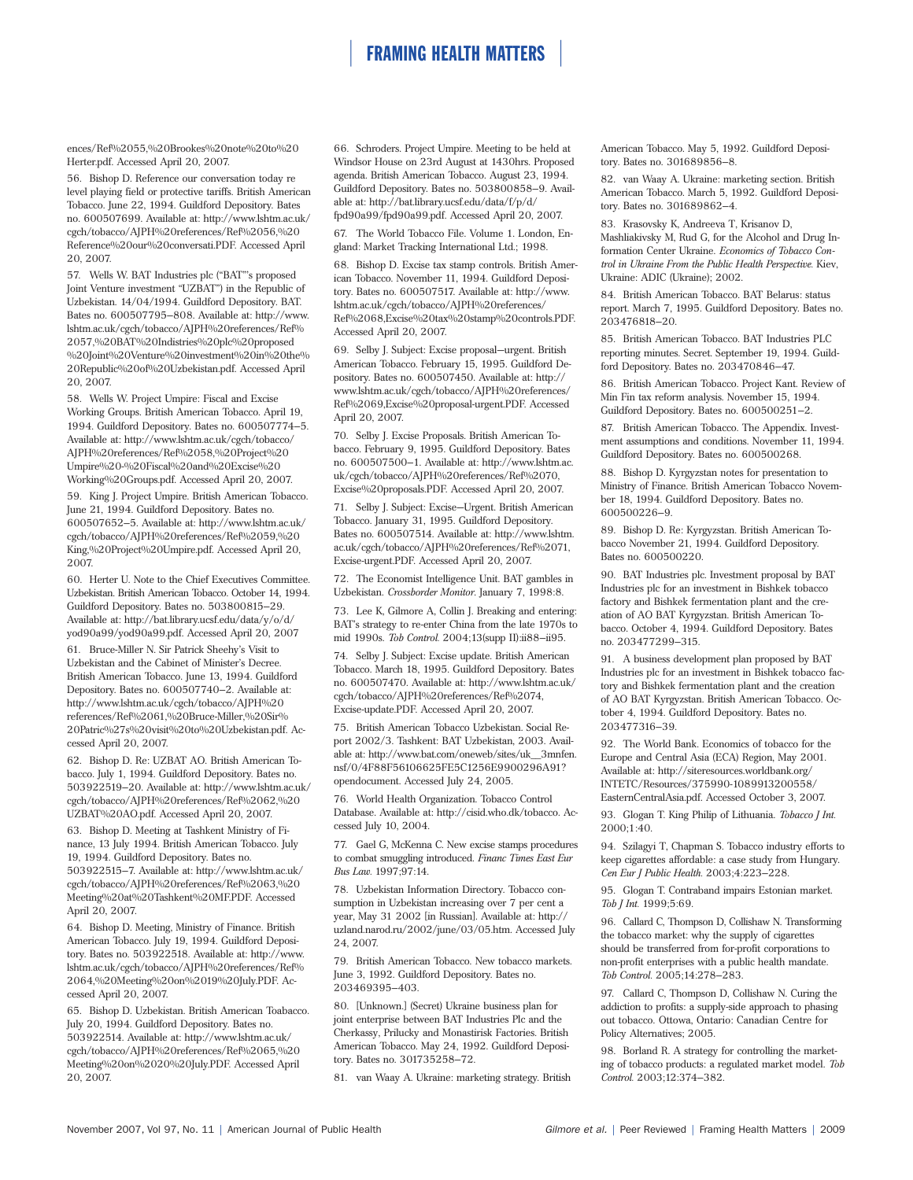ences/Ref%2055,%20Brookes%20note%20to%20Herter.pdf. Accessed April 20, 2007.

56. Bishop D. Reference our conversation today re level playing field or protective tariffs. British American Tobacco. June 22, 1994. Guildford Depository. Bates no. 600507699. Available at: http://www.lshtm.ac.uk/cgch/tobacco/AJPH%20references/Ref%2056,%20Reference%20our%20conversati.PDF. Accessed April 20, 2007.

57. Wells W. BAT Industries plc ("BAT"'s proposed Joint Venture investment "UZBAT") in the Republic of Uzbekistan. 14/04/1994. Guildford Depository. BAT. Bates no. 600507795–808. Available at: http://www.lshtm.ac.uk/cgch/tobacco/AJPH%20references/Ref%2057,%20BAT%20Indistries%20plc%20proposed%20Joint%20Venture%20investment%20in%20the%20Republic%20of%20Uzbekistan.pdf. Accessed April 20, 2007.

58. Wells W. Project Umpire: Fiscal and Excise Working Groups. British American Tobacco. April 19, 1994. Guildford Depository. Bates no. 600507774–5. Available at: http://www.lshtm.ac.uk/cgch/tobacco/AJPH%20references/Ref%2058,%20Project%20Umpire%20-%20Fiscal%20and%20Excise%20Working%20Groups.pdf. Accessed April 20, 2007.

59. King J. Project Umpire. British American Tobacco. June 21, 1994. Guildford Depository. Bates no. 600507652–5. Available at: http://www.lshtm.ac.uk/cgch/tobacco/AJPH%20references/Ref%2059,%20King,%20Project%20Umpire.pdf. Accessed April 20, 2007.

60. Herter U. Note to the Chief Executives Committee. Uzbekistan. British American Tobacco. October 14, 1994. Guildford Depository. Bates no. 503800815–29. Available at: http://bat.library.ucsf.edu/data/y/o/d/yod90a99/yod90a99.pdf. Accessed April 20, 2007

61. Bruce-Miller N. Sir Patrick Sheehy's Visit to Uzbekistan and the Cabinet of Minister's Decree. British American Tobacco. June 13, 1994. Guildford Depository. Bates no. 600507740–2. Available at: http://www.lshtm.ac.uk/cgch/tobacco/AJPH%20references/Ref%2061,%20Bruce-Miller,%20Sir%20Patric%27s%20visit%20to%20Uzbekistan.pdf. Accessed April 20, 2007.

62. Bishop D. Re: UZBAT AO. British American Tobacco. July 1, 1994. Guildford Depository. Bates no. 503922519–20. Available at: http://www.lshtm.ac.uk/cgch/tobacco/AJPH%20references/Ref%2062,%20UZBAT%20AO.pdf. Accessed April 20, 2007.

63. Bishop D. Meeting at Tashkent Ministry of Finance, 13 July 1994. British American Tobacco. July 19, 1994. Guildford Depository. Bates no. 503922515–7. Available at: http://www.lshtm.ac.uk/cgch/tobacco/AJPH%20references/Ref%2063,%20Meeting%20at%20Tashkent%20MF.PDF. Accessed April 20, 2007.

64. Bishop D. Meeting, Ministry of Finance. British American Tobacco. July 19, 1994. Guildford Depository. Bates no. 503922518. Available at: http://www.lshtm.ac.uk/cgch/tobacco/AJPH%20references/Ref%2064,%20Meeting%20on%2019%20July.PDF. Accessed April 20, 2007.

65. Bishop D. Uzbekistan. British American Toabacco. July 20, 1994. Guildford Depository. Bates no. 503922514. Available at: http://www.lshtm.ac.uk/cgch/tobacco/AJPH%20references/Ref%2065,%20Meeting%20on%2020%20July.PDF. Accessed April 20, 2007.

66. Schroders. Project Umpire. Meeting to be held at Windsor House on 23rd August at 1430hrs. Proposed agenda. British American Tobacco. August 23, 1994. Guildford Depository. Bates no. 503800858–9. Available at: http://bat.library.ucsf.edu/data/f/p/d/fpd90a99/fpd90a99.pdf. Accessed April 20, 2007.

67. The World Tobacco File. Volume 1. London, England: Market Tracking International Ltd.; 1998.

68. Bishop D. Excise tax stamp controls. British American Tobacco. November 11, 1994. Guildford Depository. Bates no. 600507517. Available at: http://www.lshtm.ac.uk/cgch/tobacco/AJPH%20references/Ref%2068,Excise%20tax%20stamp%20controls.PDF. Accessed April 20, 2007.

69. Selby J. Subject: Excise proposal—urgent. British American Tobacco. February 15, 1995. Guildford Depository. Bates no. 600507450. Available at: http://www.lshtm.ac.uk/cgch/tobacco/AJPH%20references/Ref%2069,Excise%20proposal-urgent.PDF. Accessed April 20, 2007.

70. Selby J. Excise Proposals. British American Tobacco. February 9, 1995. Guildford Depository. Bates no. 600507500–1. Available at: http://www.lshtm.ac.uk/cgch/tobacco/AJPH%20references/Ref%2070,Excise%20proposals.PDF. Accessed April 20, 2007.

71. Selby J. Subject: Excise—Urgent. British American Tobacco. January 31, 1995. Guildford Depository. Bates no. 600507514. Available at: http://www.lshtm.ac.uk/cgch/tobacco/AJPH%20references/Ref%2071,Excise-urgent.PDF. Accessed April 20, 2007.

72. The Economist Intelligence Unit. BAT gambles in Uzbekistan. *Crossborder Monitor.* January 7, 1998:8.

73. Lee K, Gilmore A, Collin J. Breaking and entering: BAT's strategy to re-enter China from the late 1970s to mid 1990s. *Tob Control.* 2004;13(supp II):ii88–ii95.

74. Selby J. Subject: Excise update. British American Tobacco. March 18, 1995. Guildford Depository. Bates no. 600507470. Available at: http://www.lshtm.ac.uk/cgch/tobacco/AJPH%20references/Ref%2074,Excise-update.PDF. Accessed April 20, 2007.

75. British American Tobacco Uzbekistan. Social Report 2002/3. Tashkent: BAT Uzbekistan, 2003. Available at: http://www.bat.com/oneweb/sites/uk__3mnfen.nsf/0/4F88F56106625FE5C1256E9900296A91?opendocument. Accessed July 24, 2005.

76. World Health Organization. Tobacco Control Database. Available at: http://cisid.who.dk/tobacco. Accessed July 10, 2004.

77. Gael G, McKenna C. New excise stamps procedures to combat smuggling introduced. *Financ Times East Eur Bus Law.* 1997;97:14.

78. Uzbekistan Information Directory. Tobacco consumption in Uzbekistan increasing over 7 per cent a year, May 31 2002 [in Russian]. Available at: http://uzland.narod.ru/2002/june/03/05.htm. Accessed July 24, 2007.

79. British American Tobacco. New tobacco markets. June 3, 1992. Guildford Depository. Bates no. 203469395–403.

80. [Unknown.] (Secret) Ukraine business plan for joint enterprise between BAT Industries Plc and the Cherkassy, Prilucky and Monastirisk Factories. British American Tobacco. May 24, 1992. Guildford Depository. Bates no. 301735258–72.

81. van Waay A. Ukraine: marketing strategy. British American Tobacco. May 5, 1992. Guildford Depository. Bates no. 301689856–8.

82. van Waay A. Ukraine: marketing section. British American Tobacco. March 5, 1992. Guildford Depository. Bates no. 301689862–4.

83. Krasovsky K, Andreeva T, Krisanov D, Mashliakivsky M, Rud G, for the Alcohol and Drug Information Center Ukraine. *Economics of Tobacco Control in Ukraine From the Public Health Perspective.* Kiev, Ukraine: ADIC (Ukraine); 2002.

84. British American Tobacco. BAT Belarus: status report. March 7, 1995. Guildford Depository. Bates no. 203476818–20.

85. British American Tobacco. BAT Industries PLC reporting minutes. Secret. September 19, 1994. Guildford Depository. Bates no. 203470846–47.

86. British American Tobacco. Project Kant. Review of Min Fin tax reform analysis. November 15, 1994. Guildford Depository. Bates no. 600500251–2.

87. British American Tobacco. The Appendix. Investment assumptions and conditions. November 11, 1994. Guildford Depository. Bates no. 600500268.

88. Bishop D. Kyrgyzstan notes for presentation to Ministry of Finance. British American Tobacco November 18, 1994. Guildford Depository. Bates no. 600500226–9.

89. Bishop D. Re: Kyrgyzstan. British American Tobacco November 21, 1994. Guildford Depository. Bates no. 600500220.

90. BAT Industries plc. Investment proposal by BAT Industries plc for an investment in Bishkek tobacco factory and Bishkek fermentation plant and the creation of AO BAT Kyrgyzstan. British American Tobacco. October 4, 1994. Guildford Depository. Bates no. 203477299–315.

91. A business development plan proposed by BAT Industries plc for an investment in Bishkek tobacco factory and Bishkek fermentation plant and the creation of AO BAT Kyrgyzstan. British American Tobacco. October 4, 1994. Guildford Depository. Bates no. 203477316–39.

92. The World Bank. Economics of tobacco for the Europe and Central Asia (ECA) Region, May 2001. Available at: http://siteresources.worldbank.org/INTETC/Resources/375990-1089913200558/EasternCentralAsia.pdf. Accessed October 3, 2007.

93. Glogan T. King Philip of Lithuania. *Tobacco J Int.* 2000;1:40.

94. Szilagyi T, Chapman S. Tobacco industry efforts to keep cigarettes affordable: a case study from Hungary. *Cen Eur J Public Health.* 2003;4:223–228.

95. Glogan T. Contraband impairs Estonian market. *Tob J Int.* 1999;5:69.

96. Callard C, Thompson D, Collishaw N. Transforming the tobacco market: why the supply of cigarettes should be transferred from for-profit corporations to non-profit enterprises with a public health mandate. *Tob Control.* 2005;14:278–283.

97. Callard C, Thompson D, Collishaw N. Curing the addiction to profits: a supply-side approach to phasing out tobacco. Ottowa, Ontario: Canadian Centre for Policy Alternatives; 2005.

98. Borland R. A strategy for controlling the marketing of tobacco products: a regulated market model. *Tob Control.* 2003;12:374–382.